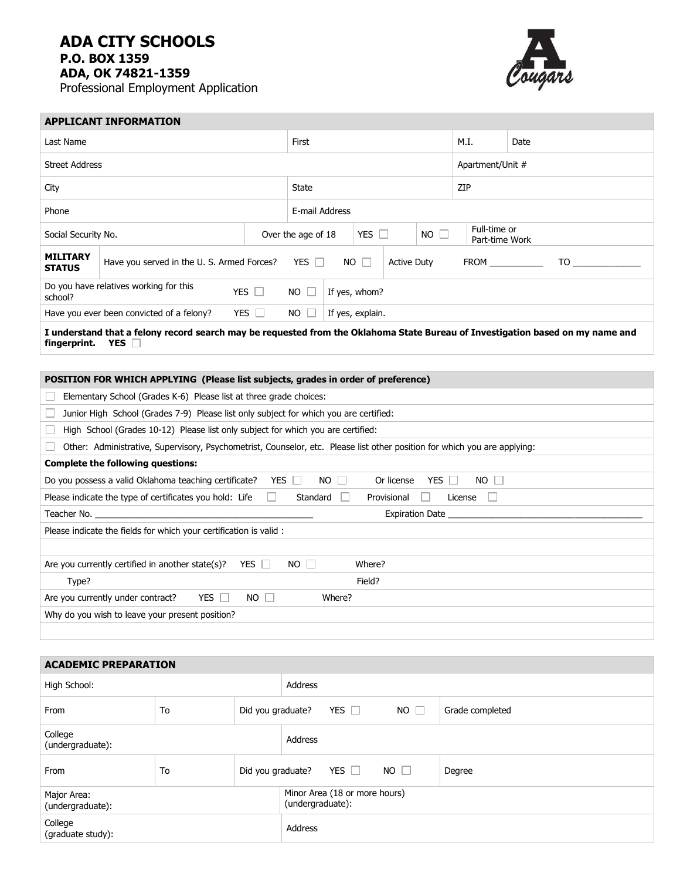# ADA CITY SCHOOLS

**P.O. BOX 1359**
**ADA, OK 74821-1359**

Professional Employment Application

## APPLICANT INFORMATION

| | | | | |
|---|---|---|---|---|
| Last Name | First | | M.I. | Date |
| Street Address | | | Apartment/Unit # | |
| City | State | | ZIP | |
| Phone | E-mail Address | | | |
| Social Security No. | Over the age of 18 | YES ☐ | NO ☐ | Full-time or Part-time Work |

| | | | | | |
|---|---|---|---|---|---|
| **MILITARY STATUS** | Have you served in the U. S. Armed Forces? | YES ☐ | NO ☐ | Active Duty | FROM __________ TO ____________ |

| | | | |
|---|---|---|---|
| Do you have relatives working for this school? | YES ☐ | NO ☐ | If yes, whom? |
| Have you ever been convicted of a felony? | YES ☐ | NO ☐ | If yes, explain. |

**I understand that a felony record search may be requested from the Oklahoma State Bureau of Investigation based on my name and fingerprint. YES** ☐

## POSITION FOR WHICH APPLYING (Please list subjects, grades in order of preference)

☐ Elementary School (Grades K-6) Please list at three grade choices:

☐ Junior High School (Grades 7-9) Please list only subject for which you are certified:

☐ High School (Grades 10-12) Please list only subject for which you are certified:

☐ Other: Administrative, Supervisory, Psychometrist, Counselor, etc. Please list other position for which you are applying:

**Complete the following questions:**

Do you possess a valid Oklahoma teaching certificate? YES ☐ NO ☐ Or license YES ☐ NO ☐

Please indicate the type of certificates you hold: Life ☐ Standard ☐ Provisional ☐ License ☐

Teacher No. ________________________________________ Expiration Date ________________________________________

Please indicate the fields for which your certification is valid :

Are you currently certified in another state(s)? YES ☐ NO ☐ Where?

Type? Field?

Are you currently under contract? YES ☐ NO ☐ Where?

Why do you wish to leave your present position?

## ACADEMIC PREPARATION

| | | | |
|---|---|---|---|
| High School: | | Address | |
| From | To | Did you graduate? YES ☐ NO ☐ | Grade completed |
| College (undergraduate): | | Address | |
| From | To | Did you graduate? YES ☐ NO ☐ | Degree |
| Major Area: (undergraduate): | | Minor Area (18 or more hours) (undergraduate): | |
| College (graduate study): | | Address | |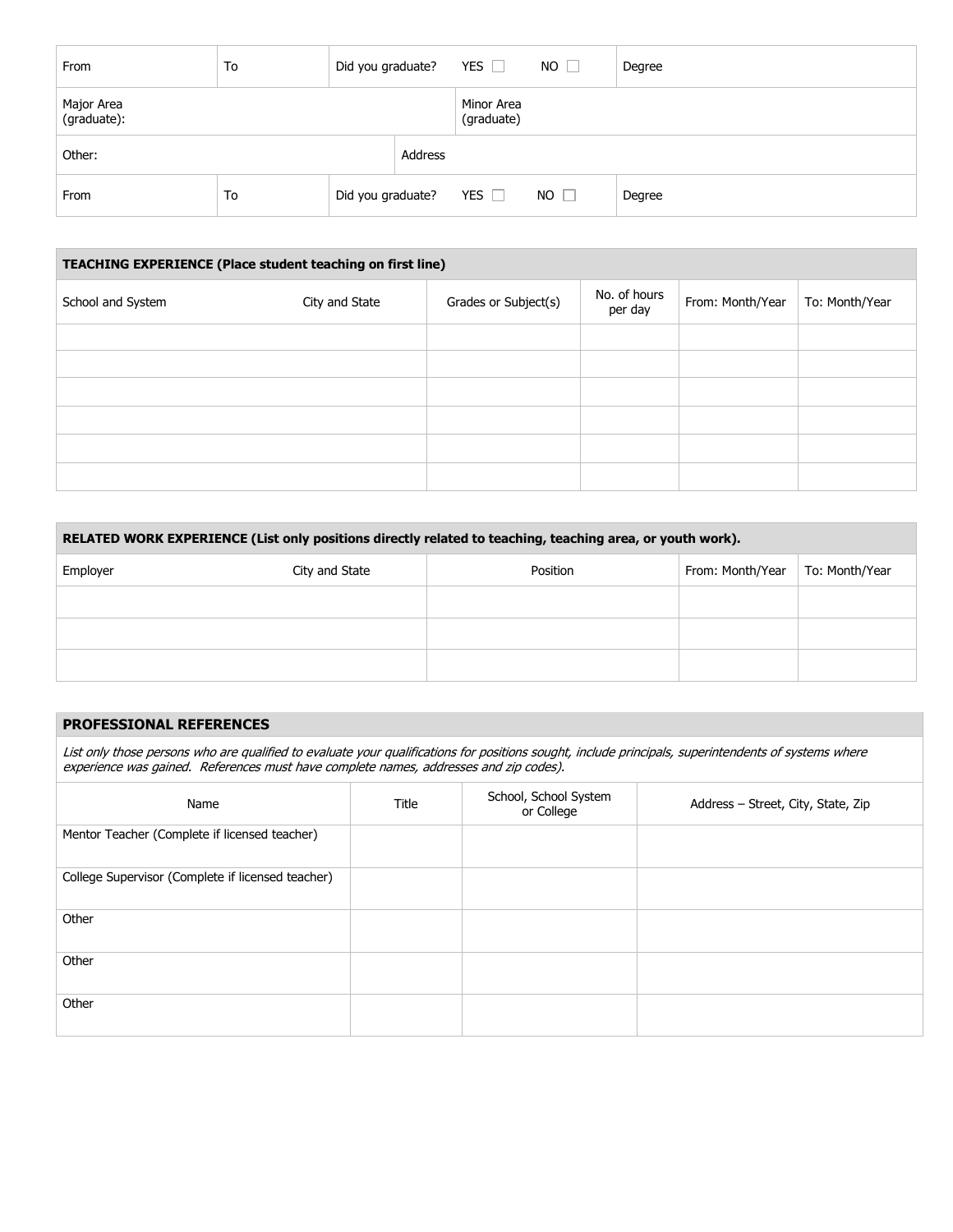| | | | | |
|---|---|---|---|---|
| From | To | Did you graduate? YES ☐ NO ☐ | | Degree |
| Major Area (graduate): | | | Minor Area (graduate) | |
| Other: | | Address | | |
| From | To | Did you graduate? YES ☐ NO ☐ | | Degree |

**TEACHING EXPERIENCE (Place student teaching on first line)**

| School and System | City and State | Grades or Subject(s) | No. of hours per day | From: Month/Year | To: Month/Year |
|---|---|---|---|---|---|
| | | | | | |
| | | | | | |
| | | | | | |
| | | | | | |
| | | | | | |
| | | | | | |

**RELATED WORK EXPERIENCE (List only positions directly related to teaching, teaching area, or youth work).**

| Employer | City and State | Position | From: Month/Year | To: Month/Year |
|---|---|---|---|---|
| | | | | |
| | | | | |
| | | | | |

**PROFESSIONAL REFERENCES**

*List only those persons who are qualified to evaluate your qualifications for positions sought, include principals, superintendents of systems where experience was gained. References must have complete names, addresses and zip codes).*

| Name | Title | School, School System or College | Address – Street, City, State, Zip |
|---|---|---|---|
| Mentor Teacher (Complete if licensed teacher) | | | |
| College Supervisor (Complete if licensed teacher) | | | |
| Other | | | |
| Other | | | |
| Other | | | |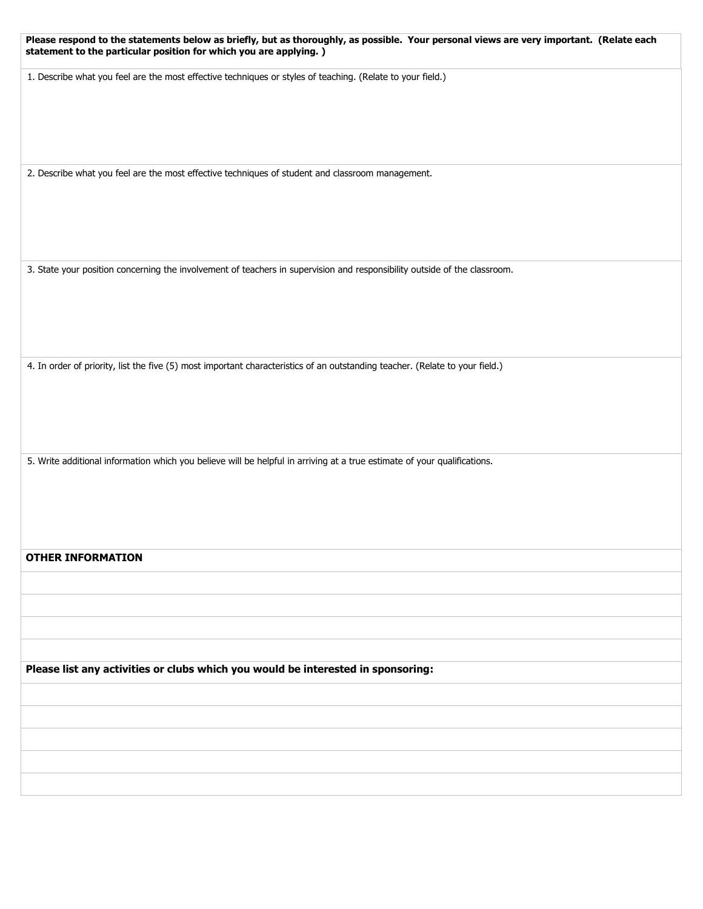**Please respond to the statements below as briefly, but as thoroughly, as possible. Your personal views are very important. (Relate each statement to the particular position for which you are applying. )**

1. Describe what you feel are the most effective techniques or styles of teaching. (Relate to your field.)

2. Describe what you feel are the most effective techniques of student and classroom management.

3. State your position concerning the involvement of teachers in supervision and responsibility outside of the classroom.

4. In order of priority, list the five (5) most important characteristics of an outstanding teacher. (Relate to your field.)

5. Write additional information which you believe will be helpful in arriving at a true estimate of your qualifications.

**OTHER INFORMATION**

**Please list any activities or clubs which you would be interested in sponsoring:**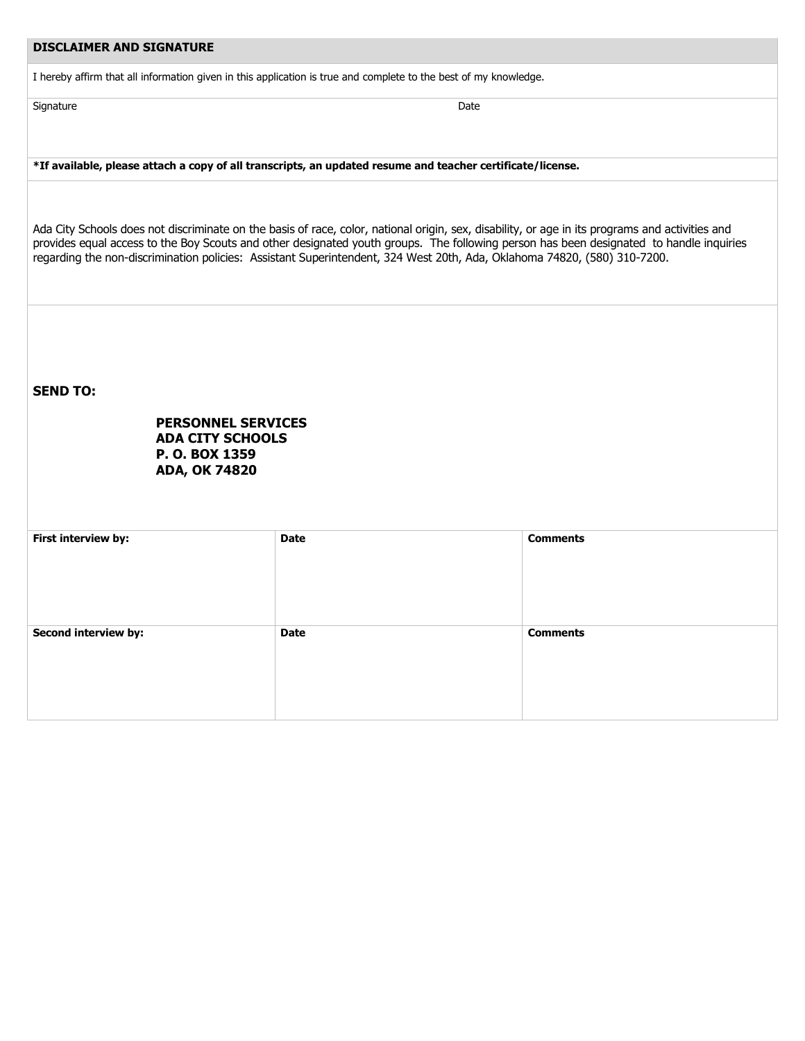## DISCLAIMER AND SIGNATURE

I hereby affirm that all information given in this application is true and complete to the best of my knowledge.

| Signature | Date |
| --- | --- |
| | |

**\*If available, please attach a copy of all transcripts, an updated resume and teacher certificate/license.**

Ada City Schools does not discriminate on the basis of race, color, national origin, sex, disability, or age in its programs and activities and provides equal access to the Boy Scouts and other designated youth groups. The following person has been designated to handle inquiries regarding the non-discrimination policies: Assistant Superintendent, 324 West 20th, Ada, Oklahoma 74820, (580) 310-7200.

**SEND TO:**

**PERSONNEL SERVICES**
**ADA CITY SCHOOLS**
**P. O. BOX 1359**
**ADA, OK 74820**

| **First interview by:** | **Date** | **Comments** |
| --- | --- | --- |
| | | |
| **Second interview by:** | **Date** | **Comments** |
| | | |